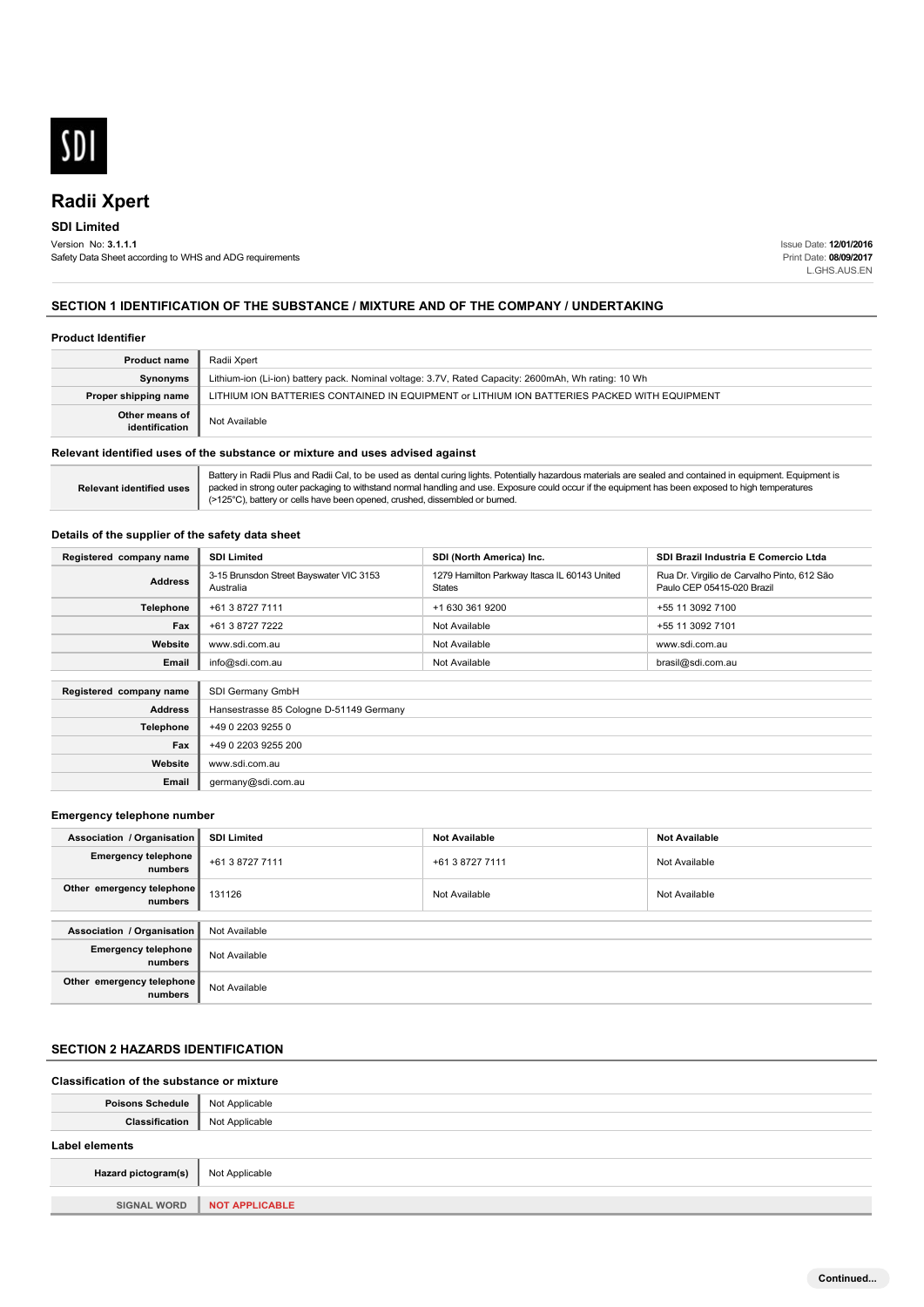# Radii Xpert

**SDI Limited**

Version No: **3.1.1.1**

Safety Data Sheet according to WHS and ADG requirements

Issue Date: **12/01/2016**
Print Date: **08/09/2017**
L.GHS.AUS.EN

## SECTION 1 IDENTIFICATION OF THE SUBSTANCE / MIXTURE AND OF THE COMPANY / UNDERTAKING

### Product Identifier

| | |
|---|---|
| **Product name** | Radii Xpert |
| **Synonyms** | Lithium-ion (Li-ion) battery pack. Nominal voltage: 3.7V, Rated Capacity: 2600mAh, Wh rating: 10 Wh |
| **Proper shipping name** | LITHIUM ION BATTERIES CONTAINED IN EQUIPMENT or LITHIUM ION BATTERIES PACKED WITH EQUIPMENT |
| **Other means of identification** | Not Available |

### Relevant identified uses of the substance or mixture and uses advised against

| | |
|---|---|
| **Relevant identified uses** | Battery in Radii Plus and Radii Cal, to be used as dental curing lights. Potentially hazardous materials are sealed and contained in equipment. Equipment is packed in strong outer packaging to withstand normal handling and use. Exposure could occur if the equipment has been exposed to high temperatures (>125°C), battery or cells have been opened, crushed, dissembled or burned. |

### Details of the supplier of the safety data sheet

| | | | |
|---|---|---|---|
| **Registered company name** | **SDI Limited** | **SDI (North America) Inc.** | **SDI Brazil Industria E Comercio Ltda** |
| **Address** | 3-15 Brunsdon Street Bayswater VIC 3153 Australia | 1279 Hamilton Parkway Itasca IL 60143 United States | Rua Dr. Virgilio de Carvalho Pinto, 612 São Paulo CEP 05415-020 Brazil |
| **Telephone** | +61 3 8727 7111 | +1 630 361 9200 | +55 11 3092 7100 |
| **Fax** | +61 3 8727 7222 | Not Available | +55 11 3092 7101 |
| **Website** | www.sdi.com.au | Not Available | www.sdi.com.au |
| **Email** | info@sdi.com.au | Not Available | brasil@sdi.com.au |

| | |
|---|---|
| **Registered company name** | SDI Germany GmbH |
| **Address** | Hansestrasse 85 Cologne D-51149 Germany |
| **Telephone** | +49 0 2203 9255 0 |
| **Fax** | +49 0 2203 9255 200 |
| **Website** | www.sdi.com.au |
| **Email** | germany@sdi.com.au |

### Emergency telephone number

| | | | |
|---|---|---|---|
| **Association / Organisation** | **SDI Limited** | **Not Available** | **Not Available** |
| **Emergency telephone numbers** | +61 3 8727 7111 | +61 3 8727 7111 | Not Available |
| **Other emergency telephone numbers** | 131126 | Not Available | Not Available |

| | |
|---|---|
| **Association / Organisation** | Not Available |
| **Emergency telephone numbers** | Not Available |
| **Other emergency telephone numbers** | Not Available |

## SECTION 2 HAZARDS IDENTIFICATION

### Classification of the substance or mixture

| | |
|---|---|
| **Poisons Schedule** | Not Applicable |
| **Classification** | Not Applicable |

### Label elements

| | |
|---|---|
| **Hazard pictogram(s)** | Not Applicable |
| **SIGNAL WORD** | **NOT APPLICABLE** |

Continued...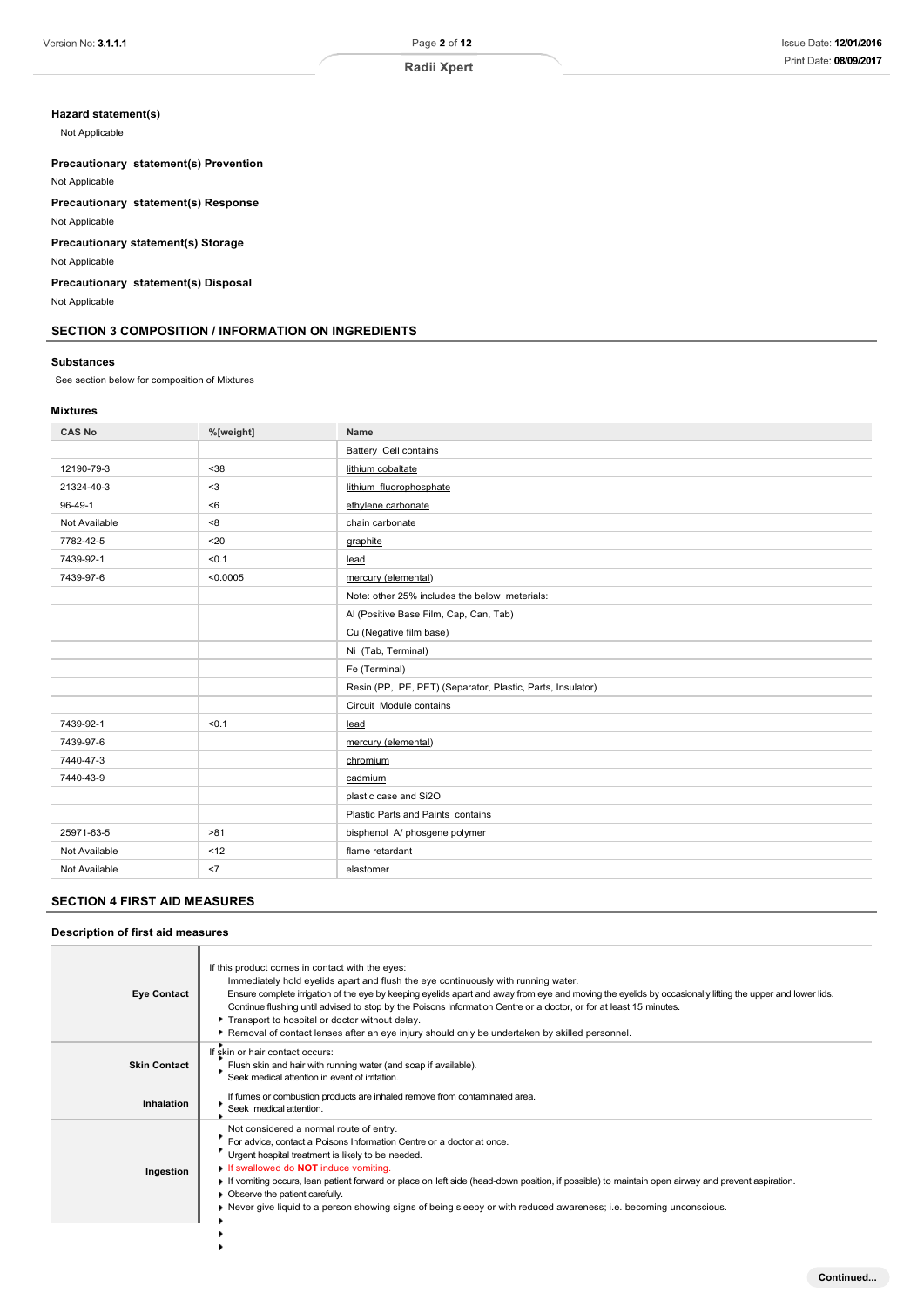### Hazard statement(s)

Not Applicable

### Precautionary statement(s) Prevention

Not Applicable

### Precautionary statement(s) Response

Not Applicable

### Precautionary statement(s) Storage

Not Applicable

### Precautionary statement(s) Disposal

Not Applicable

## SECTION 3 COMPOSITION / INFORMATION ON INGREDIENTS

### Substances

See section below for composition of Mixtures

### Mixtures

| CAS No | %[weight] | Name |
|---|---|---|
| | | Battery Cell contains |
| 12190-79-3 | <38 | lithium cobaltate |
| 21324-40-3 | <3 | lithium fluorophosphate |
| 96-49-1 | <6 | ethylene carbonate |
| Not Available | <8 | chain carbonate |
| 7782-42-5 | <20 | graphite |
| 7439-92-1 | <0.1 | lead |
| 7439-97-6 | <0.0005 | mercury (elemental) |
| | | Note: other 25% includes the below materials: |
| | | Al (Positive Base Film, Cap, Can, Tab) |
| | | Cu (Negative film base) |
| | | Ni (Tab, Terminal) |
| | | Fe (Terminal) |
| | | Resin (PP, PE, PET) (Separator, Plastic, Parts, Insulator) |
| | | Circuit Module contains |
| 7439-92-1 | <0.1 | lead |
| 7439-97-6 | | mercury (elemental) |
| 7440-47-3 | | chromium |
| 7440-43-9 | | cadmium |
| | | plastic case and Si2O |
| | | Plastic Parts and Paints contains |
| 25971-63-5 | >81 | bisphenol A/ phosgene polymer |
| Not Available | <12 | flame retardant |
| Not Available | <7 | elastomer |

## SECTION 4 FIRST AID MEASURES

### Description of first aid measures

| | |
|---|---|
| **Eye Contact** | If this product comes in contact with the eyes:<br>Immediately hold eyelids apart and flush the eye continuously with running water.<br>Ensure complete irrigation of the eye by keeping eyelids apart and away from eye and moving the eyelids by occasionally lifting the upper and lower lids.<br>Continue flushing until advised to stop by the Poisons Information Centre or a doctor, or for at least 15 minutes.<br>Transport to hospital or doctor without delay.<br>Removal of contact lenses after an eye injury should only be undertaken by skilled personnel. |
| **Skin Contact** | If skin or hair contact occurs:<br>Flush skin and hair with running water (and soap if available).<br>Seek medical attention in event of irritation. |
| **Inhalation** | If fumes or combustion products are inhaled remove from contaminated area.<br>Seek medical attention. |
| **Ingestion** | Not considered a normal route of entry.<br>For advice, contact a Poisons Information Centre or a doctor at once.<br>Urgent hospital treatment is likely to be needed.<br>If swallowed do **NOT** induce vomiting.<br>If vomiting occurs, lean patient forward or place on left side (head-down position, if possible) to maintain open airway and prevent aspiration.<br>Observe the patient carefully.<br>Never give liquid to a person showing signs of being sleepy or with reduced awareness; i.e. becoming unconscious. |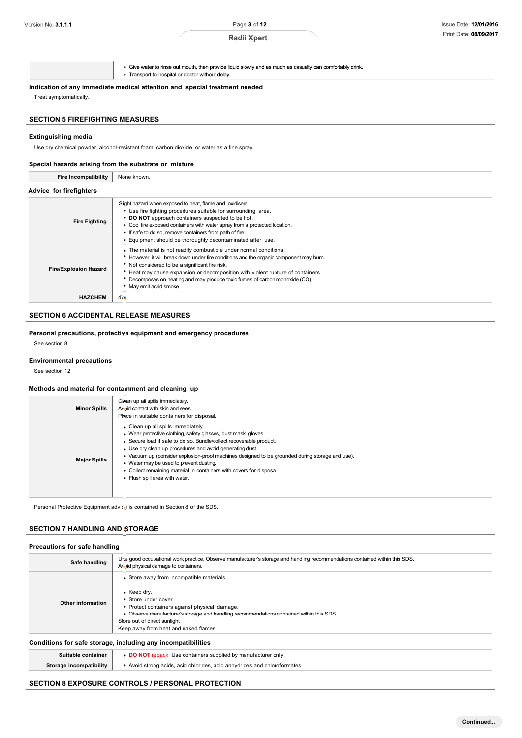| | |
|---|---|
| | ▸ Give water to rinse out mouth, then provide liquid slowly and as much as casualty can comfortably drink.<br>▸ Transport to hospital or doctor without delay. |

### Indication of any immediate medical attention and special treatment needed

Treat symptomatically.

## SECTION 5 FIREFIGHTING MEASURES

### Extinguishing media

Use dry chemical powder, alcohol-resistant foam, carbon dioxide, or water as a fine spray.

### Special hazards arising from the substrate or mixture

| | |
|---|---|
| **Fire Incompatibility** | None known. |

### Advice for firefighters

| | |
|---|---|
| **Fire Fighting** | Slight hazard when exposed to heat, flame and oxidisers.<br>▸ Use fire fighting procedures suitable for surrounding area.<br>▸ **DO NOT** approach containers suspected to be hot.<br>▸ Cool fire exposed containers with water spray from a protected location.<br>▸ If safe to do so, remove containers from path of fire.<br>▸ Equipment should be thoroughly decontaminated after use. |
| **Fire/Explosion Hazard** | ▸ The material is not readily combustible under normal conditions.<br>▸ However, it will break down under fire conditions and the organic component may burn.<br>▸ Not considered to be a significant fire risk.<br>▸ Heat may cause expansion or decomposition with violent rupture of containers.<br>▸ Decomposes on heating and may produce toxic fumes of carbon monoxide (CO).<br>▸ May emit acrid smoke. |
| **HAZCHEM** | 4W |

## SECTION 6 ACCIDENTAL RELEASE MEASURES

### Personal precautions, protective equipment and emergency procedures

See section 8

### Environmental precautions

See section 12

### Methods and material for containment and cleaning up

| | |
|---|---|
| **Minor Spills** | Clean up all spills immediately.<br>Avoid contact with skin and eyes.<br>Place in suitable containers for disposal. |
| **Major Spills** | ▸ Clean up all spills immediately.<br>▸ Wear protective clothing, safety glasses, dust mask, gloves.<br>▸ Secure load if safe to do so. Bundle/collect recoverable product.<br>▸ Use dry clean up procedures and avoid generating dust.<br>▸ Vacuum up (consider explosion-proof machines designed to be grounded during storage and use).<br>▸ Water may be used to prevent dusting.<br>▸ Collect remaining material in containers with covers for disposal.<br>▸ Flush spill area with water. |

Personal Protective Equipment advice is contained in Section 8 of the SDS.

## SECTION 7 HANDLING AND STORAGE

### Precautions for safe handling

| | |
|---|---|
| **Safe handling** | Use good occupational work practice. Observe manufacturer's storage and handling recommendations contained within this SDS.<br>Avoid physical damage to containers. |
| **Other information** | ▸ Store away from incompatible materials.<br><br>▸ Keep dry.<br>▸ Store under cover.<br>▸ Protect containers against physical damage.<br>▸ Observe manufacturer's storage and handling recommendations contained within this SDS.<br>Store out of direct sunlight<br>Keep away from heat and naked flames. |

### Conditions for safe storage, including any incompatibilities

| | |
|---|---|
| **Suitable container** | ▸ **DO NOT** repack. Use containers supplied by manufacturer only. |
| **Storage incompatibility** | ▸ Avoid strong acids, acid chlorides, acid anhydrides and chloroformates. |

## SECTION 8 EXPOSURE CONTROLS / PERSONAL PROTECTION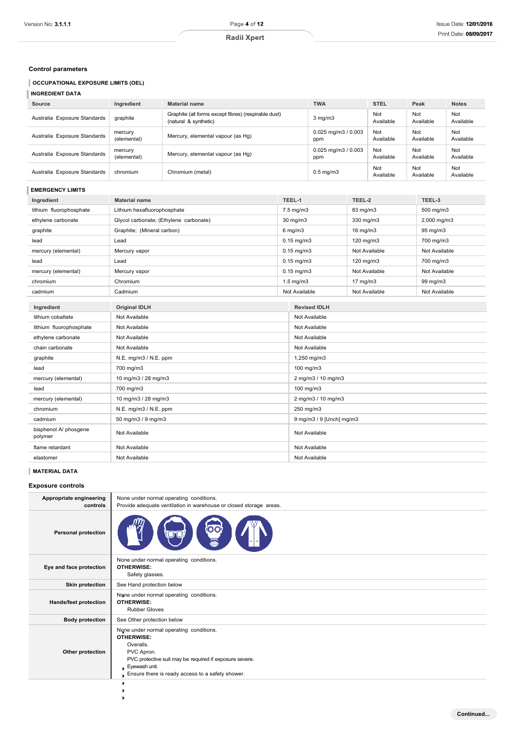### Control parameters

#### OCCUPATIONAL EXPOSURE LIMITS (OEL)

#### INGREDIENT DATA

| Source | Ingredient | Material name | TWA | STEL | Peak | Notes |
|---|---|---|---|---|---|---|
| Australia Exposure Standards | graphite | Graphite (all forms except fibres) (respirable dust) (natural & synthetic) | 3 mg/m3 | Not Available | Not Available | Not Available |
| Australia Exposure Standards | mercury (elemental) | Mercury, elemental vapour (as Hg) | 0.025 mg/m3 / 0.003 ppm | Not Available | Not Available | Not Available |
| Australia Exposure Standards | mercury (elemental) | Mercury, elemental vapour (as Hg) | 0.025 mg/m3 / 0.003 ppm | Not Available | Not Available | Not Available |
| Australia Exposure Standards | chromium | Chromium (metal) | 0.5 mg/m3 | Not Available | Not Available | Not Available |

#### EMERGENCY LIMITS

| Ingredient | Material name | TEEL-1 | TEEL-2 | TEEL-3 |
|---|---|---|---|---|
| lithium fluorophosphate | Lithium hexafluorophosphate | 7.5 mg/m3 | 83 mg/m3 | 500 mg/m3 |
| ethylene carbonate | Glycol carbonate; (Ethylene carbonate) | 30 mg/m3 | 330 mg/m3 | 2,000 mg/m3 |
| graphite | Graphite; (Mineral carbon) | 6 mg/m3 | 16 mg/m3 | 95 mg/m3 |
| lead | Lead | 0.15 mg/m3 | 120 mg/m3 | 700 mg/m3 |
| mercury (elemental) | Mercury vapor | 0.15 mg/m3 | Not Available | Not Available |
| lead | Lead | 0.15 mg/m3 | 120 mg/m3 | 700 mg/m3 |
| mercury (elemental) | Mercury vapor | 0.15 mg/m3 | Not Available | Not Available |
| chromium | Chromium | 1.5 mg/m3 | 17 mg/m3 | 99 mg/m3 |
| cadmium | Cadmium | Not Available | Not Available | Not Available |

| Ingredient | Original IDLH | Revised IDLH |
|---|---|---|
| lithium cobaltate | Not Available | Not Available |
| lithium fluorophosphate | Not Available | Not Available |
| ethylene carbonate | Not Available | Not Available |
| chain carbonate | Not Available | Not Available |
| graphite | N.E. mg/m3 / N.E. ppm | 1,250 mg/m3 |
| lead | 700 mg/m3 | 100 mg/m3 |
| mercury (elemental) | 10 mg/m3 / 28 mg/m3 | 2 mg/m3 / 10 mg/m3 |
| lead | 700 mg/m3 | 100 mg/m3 |
| mercury (elemental) | 10 mg/m3 / 28 mg/m3 | 2 mg/m3 / 10 mg/m3 |
| chromium | N.E. mg/m3 / N.E. ppm | 250 mg/m3 |
| cadmium | 50 mg/m3 / 9 mg/m3 | 9 mg/m3 / 9 [Unch] mg/m3 |
| bisphenol A/ phosgene polymer | Not Available | Not Available |
| flame retardant | Not Available | Not Available |
| elastomer | Not Available | Not Available |

#### MATERIAL DATA

### Exposure controls

| | |
|---|---|
| **Appropriate engineering controls** | None under normal operating conditions.<br>Provide adequate ventilation in warehouse or closed storage areas. |
| **Personal protection** | |
| **Eye and face protection** | None under normal operating conditions.<br>**OTHERWISE:**<br>Safety glasses. |
| **Skin protection** | See Hand protection below |
| **Hands/feet protection** | None under normal operating conditions.<br>**OTHERWISE:**<br>Rubber Gloves |
| **Body protection** | See Other protection below |
| **Other protection** | None under normal operating conditions.<br>**OTHERWISE:**<br>Overalls.<br>PVC Apron.<br>PVC protective suit may be required if exposure severe.<br>Eyewash unit.<br>Ensure there is ready access to a safety shower. |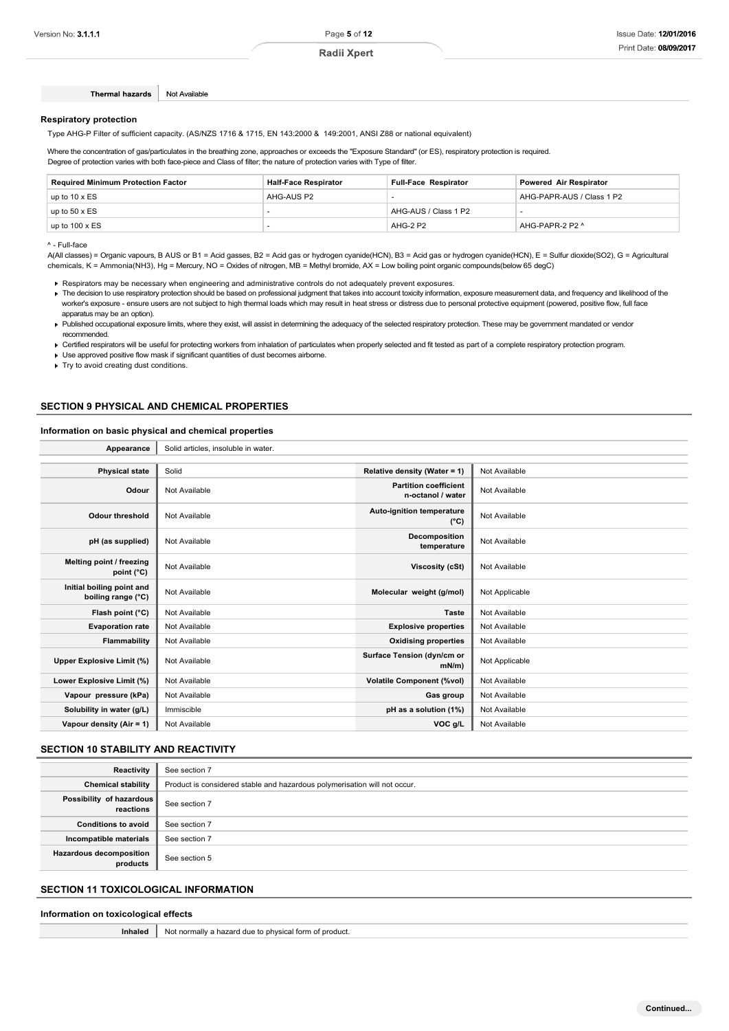| | |
|---|---|
| **Thermal hazards** | Not Available |

### Respiratory protection

Type AHG-P Filter of sufficient capacity. (AS/NZS 1716 & 1715, EN 143:2000 & 149:2001, ANSI Z88 or national equivalent)

Where the concentration of gas/particulates in the breathing zone, approaches or exceeds the "Exposure Standard" (or ES), respiratory protection is required.
Degree of protection varies with both face-piece and Class of filter; the nature of protection varies with Type of filter.

| Required Minimum Protection Factor | Half-Face Respirator | Full-Face Respirator | Powered Air Respirator |
|---|---|---|---|
| up to 10 x ES | AHG-AUS P2 | - | AHG-PAPR-AUS / Class 1 P2 |
| up to 50 x ES | - | AHG-AUS / Class 1 P2 | - |
| up to 100 x ES | - | AHG-2 P2 | AHG-PAPR-2 P2 ^ |

^ - Full-face

A(All classes) = Organic vapours, B AUS or B1 = Acid gasses, B2 = Acid gas or hydrogen cyanide(HCN), B3 = Acid gas or hydrogen cyanide(HCN), E = Sulfur dioxide(SO2), G = Agricultural chemicals, K = Ammonia(NH3), Hg = Mercury, NO = Oxides of nitrogen, MB = Methyl bromide, AX = Low boiling point organic compounds(below 65 degC)

- Respirators may be necessary when engineering and administrative controls do not adequately prevent exposures.
- The decision to use respiratory protection should be based on professional judgment that takes into account toxicity information, exposure measurement data, and frequency and likelihood of the worker's exposure - ensure users are not subject to high thermal loads which may result in heat stress or distress due to personal protective equipment (powered, positive flow, full face apparatus may be an option).
- Published occupational exposure limits, where they exist, will assist in determining the adequacy of the selected respiratory protection. These may be government mandated or vendor recommended.
- Certified respirators will be useful for protecting workers from inhalation of particulates when properly selected and fit tested as part of a complete respiratory protection program.
- Use approved positive flow mask if significant quantities of dust becomes airborne.
- Try to avoid creating dust conditions.

## SECTION 9 PHYSICAL AND CHEMICAL PROPERTIES

### Information on basic physical and chemical properties

| | |
|---|---|
| **Appearance** | Solid articles, insoluble in water. |

| | | | |
|---|---|---|---|
| **Physical state** | Solid | **Relative density (Water = 1)** | Not Available |
| **Odour** | Not Available | **Partition coefficient n-octanol / water** | Not Available |
| **Odour threshold** | Not Available | **Auto-ignition temperature (°C)** | Not Available |
| **pH (as supplied)** | Not Available | **Decomposition temperature** | Not Available |
| **Melting point / freezing point (°C)** | Not Available | **Viscosity (cSt)** | Not Available |
| **Initial boiling point and boiling range (°C)** | Not Available | **Molecular weight (g/mol)** | Not Applicable |
| **Flash point (°C)** | Not Available | **Taste** | Not Available |
| **Evaporation rate** | Not Available | **Explosive properties** | Not Available |
| **Flammability** | Not Available | **Oxidising properties** | Not Available |
| **Upper Explosive Limit (%)** | Not Available | **Surface Tension (dyn/cm or mN/m)** | Not Applicable |
| **Lower Explosive Limit (%)** | Not Available | **Volatile Component (%vol)** | Not Available |
| **Vapour pressure (kPa)** | Not Available | **Gas group** | Not Available |
| **Solubility in water (g/L)** | Immiscible | **pH as a solution (1%)** | Not Available |
| **Vapour density (Air = 1)** | Not Available | **VOC g/L** | Not Available |

## SECTION 10 STABILITY AND REACTIVITY

| | |
|---|---|
| **Reactivity** | See section 7 |
| **Chemical stability** | Product is considered stable and hazardous polymerisation will not occur. |
| **Possibility of hazardous reactions** | See section 7 |
| **Conditions to avoid** | See section 7 |
| **Incompatible materials** | See section 7 |
| **Hazardous decomposition products** | See section 5 |

## SECTION 11 TOXICOLOGICAL INFORMATION

### Information on toxicological effects

| | |
|---|---|
| **Inhaled** | Not normally a hazard due to physical form of product. |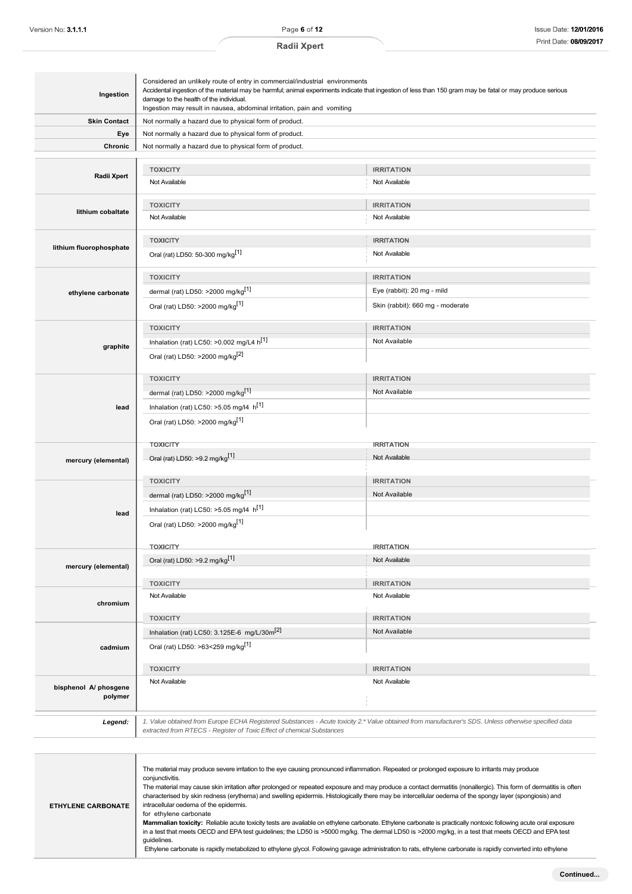| | |
|---|---|
| **Ingestion** | Considered an unlikely route of entry in commercial/industrial environments<br>Accidental ingestion of the material may be harmful; animal experiments indicate that ingestion of less than 150 gram may be fatal or may produce serious damage to the health of the individual.<br>Ingestion may result in nausea, abdominal irritation, pain and vomiting |
| **Skin Contact** | Not normally a hazard due to physical form of product. |
| **Eye** | Not normally a hazard due to physical form of product. |
| **Chronic** | Not normally a hazard due to physical form of product. |

| | TOXICITY | IRRITATION |
|---|---|---|
| **Radii Xpert** | Not Available | Not Available |
| **lithium cobaltate** | Not Available | Not Available |
| **lithium fluorophosphate** | Oral (rat) LD50: 50-300 mg/kg[1] | Not Available |
| **ethylene carbonate** | dermal (rat) LD50: >2000 mg/kg[1]<br>Oral (rat) LD50: >2000 mg/kg[1] | Eye (rabbit): 20 mg - mild<br>Skin (rabbit): 660 mg - moderate |
| **graphite** | Inhalation (rat) LC50: >0.002 mg/L4 h[1]<br>Oral (rat) LD50: >2000 mg/kg[2] | Not Available |
| **lead** | dermal (rat) LD50: >2000 mg/kg[1]<br>Inhalation (rat) LC50: >5.05 mg/l4 h[1]<br>Oral (rat) LD50: >2000 mg/kg[1] | Not Available |
| **mercury (elemental)** | Oral (rat) LD50: >9.2 mg/kg[1] | Not Available |
| **lead** | dermal (rat) LD50: >2000 mg/kg[1]<br>Inhalation (rat) LC50: >5.05 mg/l4 h[1]<br>Oral (rat) LD50: >2000 mg/kg[1] | Not Available |
| **mercury (elemental)** | Oral (rat) LD50: >9.2 mg/kg[1] | Not Available |
| **chromium** | Not Available | Not Available |
| **cadmium** | Inhalation (rat) LC50: 3.125E-6 mg/L/30m[2]<br>Oral (rat) LD50: >63<259 mg/kg[1] | Not Available |
| **bisphenol A/ phosgene polymer** | Not Available | Not Available |

**Legend:** *1. Value obtained from Europe ECHA Registered Substances - Acute toxicity 2.\* Value obtained from manufacturer's SDS. Unless otherwise specified data extracted from RTECS - Register of Toxic Effect of chemical Substances*

| | |
|---|---|
| **ETHYLENE CARBONATE** | The material may produce severe irritation to the eye causing pronounced inflammation. Repeated or prolonged exposure to irritants may produce conjunctivitis.<br>The material may cause skin irritation after prolonged or repeated exposure and may produce a contact dermatitis (nonallergic). This form of dermatitis is often characterised by skin redness (erythema) and swelling epidermis. Histologically there may be intercellular oedema of the spongy layer (spongiosis) and intracellular oedema of the epidermis.<br>for ethylene carbonate<br>**Mammalian toxicity:** Reliable acute toxicity tests are available on ethylene carbonate. Ethylene carbonate is practically nontoxic following acute oral exposure in a test that meets OECD and EPA test guidelines; the LD50 is >5000 mg/kg. The dermal LD50 is >2000 mg/kg, in a test that meets OECD and EPA test guidelines.<br>Ethylene carbonate is rapidly metabolized to ethylene glycol. Following gavage administration to rats, ethylene carbonate is rapidly converted into ethylene |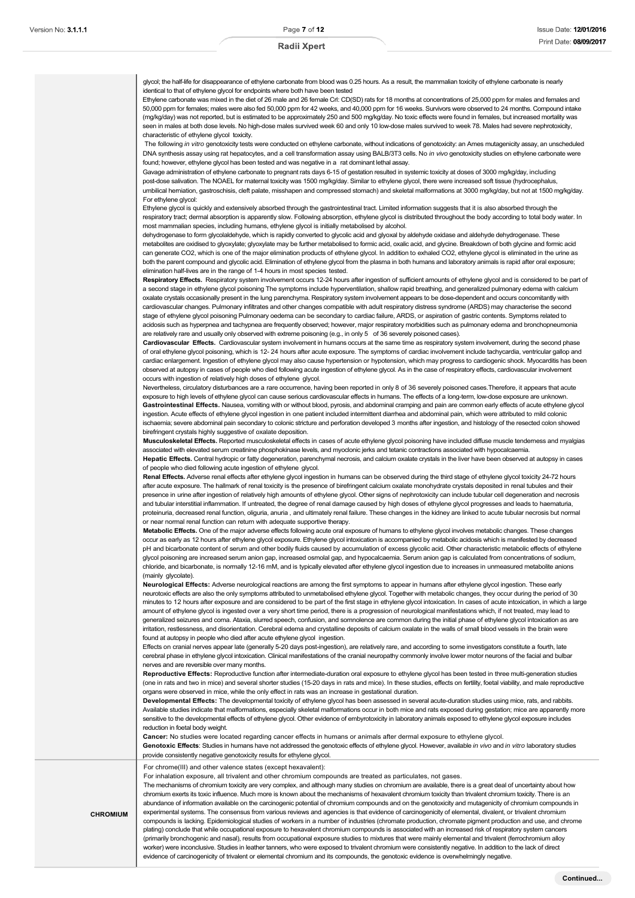| | |
|---|---|
| | glycol; the half-life for disappearance of ethylene carbonate from blood was 0.25 hours. As a result, the mammalian toxicity of ethylene carbonate is nearly identical to that of ethylene glycol for endpoints where both have been tested<br>Ethylene carbonate was mixed in the diet of 26 male and 26 female Crl: CD(SD) rats for 18 months at concentrations of 25,000 ppm for males and females and 50,000 ppm for females; males were also fed 50,000 ppm for 42 weeks, and 40,000 ppm for 16 weeks. Survivors were observed to 24 months. Compound intake (mg/kg/day) was not reported, but is estimated to be approximately 250 and 500 mg/kg/day. No toxic effects were found in females, but increased mortality was seen in males at both dose levels. No high-dose males survived week 60 and only 10 low-dose males survived to week 78. Males had severe nephrotoxicity, characteristic of ethylene glycol toxicity.<br>The following *in vitro* genotoxicity tests were conducted on ethylene carbonate, without indications of genotoxicity: an Ames mutagenicity assay, an unscheduled DNA synthesis assay using rat hepatocytes, and a cell transformation assay using BALB/3T3 cells. No *in vivo* genotoxicity studies on ethylene carbonate were found; however, ethylene glycol has been tested and was negative in a rat dominant lethal assay.<br>Gavage administration of ethylene carbonate to pregnant rats days 6-15 of gestation resulted in systemic toxicity at doses of 3000 mg/kg/day, including post-dose salivation. The NOAEL for maternal toxicity was 1500 mg/kg/day. Similar to ethylene glycol, there were increased soft tissue (hydrocephalus, umbilical herniation, gastroschisis, cleft palate, misshapen and compressed stomach) and skeletal malformations at 3000 mg/kg/day, but not at 1500 mg/kg/day.<br>For ethylene glycol:<br>Ethylene glycol is quickly and extensively absorbed through the gastrointestinal tract. Limited information suggests that it is also absorbed through the respiratory tract; dermal absorption is apparently slow. Following absorption, ethylene glycol is distributed throughout the body according to total body water. In most mammalian species, including humans, ethylene glycol is initially metabolised by alcohol.<br>dehydrogenase to form glycolaldehyde, which is rapidly converted to glycolic acid and glyoxal by aldehyde oxidase and aldehyde dehydrogenase. These metabolites are oxidised to glyoxylate; glyoxylate may be further metabolised to formic acid, oxalic acid, and glycine. Breakdown of both glycine and formic acid can generate CO2, which is one of the major elimination products of ethylene glycol. In addition to exhaled CO2, ethylene glycol is eliminated in the urine as both the parent compound and glycolic acid. Elimination of ethylene glycol from the plasma in both humans and laboratory animals is rapid after oral exposure; elimination half-lives are in the range of 1-4 hours in most species tested.<br>**Respiratory Effects.** Respiratory system involvement occurs 12-24 hours after ingestion of sufficient amounts of ethylene glycol and is considered to be part of a second stage in ethylene glycol poisoning The symptoms include hyperventilation, shallow rapid breathing, and generalized pulmonary edema with calcium oxalate crystals occasionally present in the lung parenchyma. Respiratory system involvement appears to be dose-dependent and occurs concomitantly with cardiovascular changes. Pulmonary infiltrates and other changes compatible with adult respiratory distress syndrome (ARDS) may characterise the second stage of ethylene glycol poisoning Pulmonary oedema can be secondary to cardiac failure, ARDS, or aspiration of gastric contents. Symptoms related to acidosis such as hyperpnea and tachypnea are frequently observed; however, major respiratory morbidities such as pulmonary edema and bronchopneumonia are relatively rare and usually only observed with extreme poisoning (e.g., in only 5 of 36 severely poisoned cases).<br>**Cardiovascular Effects.** Cardiovascular system involvement in humans occurs at the same time as respiratory system involvement, during the second phase of oral ethylene glycol poisoning, which is 12- 24 hours after acute exposure. The symptoms of cardiac involvement include tachycardia, ventricular gallop and cardiac enlargement. Ingestion of ethylene glycol may also cause hypertension or hypotension, which may progress to cardiogenic shock. Myocarditis has been observed at autopsy in cases of people who died following acute ingestion of ethylene glycol. As in the case of respiratory effects, cardiovascular involvement occurs with ingestion of relatively high doses of ethylene glycol.<br>Nevertheless, circulatory disturbances are a rare occurrence, having been reported in only 8 of 36 severely poisoned cases.Therefore, it appears that acute exposure to high levels of ethylene glycol can cause serious cardiovascular effects in humans. The effects of a long-term, low-dose exposure are unknown.<br>**Gastrointestinal Effects.** Nausea, vomiting with or without blood, pyrosis, and abdominal cramping and pain are common early effects of acute ethylene glycol ingestion. Acute effects of ethylene glycol ingestion in one patient included intermittent diarrhea and abdominal pain, which were attributed to mild colonic ischaemia; severe abdominal pain secondary to colonic stricture and perforation developed 3 months after ingestion, and histology of the resected colon showed birefringent crystals highly suggestive of oxalate deposition.<br>**Musculoskeletal Effects.** Reported musculoskeletal effects in cases of acute ethylene glycol poisoning have included diffuse muscle tenderness and myalgias associated with elevated serum creatinine phosphokinase levels, and myoclonic jerks and tetanic contractions associated with hypocalcaemia.<br>**Hepatic Effects.** Central hydropic or fatty degeneration, parenchymal necrosis, and calcium oxalate crystals in the liver have been observed at autopsy in cases of people who died following acute ingestion of ethylene glycol.<br>**Renal Effects.** Adverse renal effects after ethylene glycol ingestion in humans can be observed during the third stage of ethylene glycol toxicity 24-72 hours after acute exposure. The hallmark of renal toxicity is the presence of birefringent calcium oxalate monohydrate crystals deposited in renal tubules and their presence in urine after ingestion of relatively high amounts of ethylene glycol. Other signs of nephrotoxicity can include tubular cell degeneration and necrosis and tubular interstitial inflammation. If untreated, the degree of renal damage caused by high doses of ethylene glycol progresses and leads to haematuria, proteinuria, decreased renal function, oliguria, anuria , and ultimately renal failure. These changes in the kidney are linked to acute tubular necrosis but normal or near normal renal function can return with adequate supportive therapy.<br>**Metabolic Effects.** One of the major adverse effects following acute oral exposure of humans to ethylene glycol involves metabolic changes. These changes occur as early as 12 hours after ethylene glycol exposure. Ethylene glycol intoxication is accompanied by metabolic acidosis which is manifested by decreased pH and bicarbonate content of serum and other bodily fluids caused by accumulation of excess glycolic acid. Other characteristic metabolic effects of ethylene glycol poisoning are increased serum anion gap, increased osmolal gap, and hypocalcaemia. Serum anion gap is calculated from concentrations of sodium, chloride, and bicarbonate, is normally 12-16 mM, and is typically elevated after ethylene glycol ingestion due to increases in unmeasured metabolite anions (mainly glycolate).<br>**Neurological Effects:** Adverse neurological reactions are among the first symptoms to appear in humans after ethylene glycol ingestion. These early neurotoxic effects are also the only symptoms attributed to unmetabolised ethylene glycol. Together with metabolic changes, they occur during the period of 30 minutes to 12 hours after exposure and are considered to be part of the first stage in ethylene glycol intoxication. In cases of acute intoxication, in which a large amount of ethylene glycol is ingested over a very short time period, there is a progression of neurological manifestations which, if not treated, may lead to generalized seizures and coma. Ataxia, slurred speech, confusion, and somnolence are common during the initial phase of ethylene glycol intoxication as are irritation, restlessness, and disorientation. Cerebral edema and crystalline deposits of calcium oxalate in the walls of small blood vessels in the brain were found at autopsy in people who died after acute ethylene glycol ingestion.<br>Effects on cranial nerves appear late (generally 5-20 days post-ingestion), are relatively rare, and according to some investigators constitute a fourth, late cerebral phase in ethylene glycol intoxication. Clinical manifestations of the cranial neuropathy commonly involve lower motor neurons of the facial and bulbar nerves and are reversible over many months.<br>**Reproductive Effects:** Reproductive function after intermediate-duration oral exposure to ethylene glycol has been tested in three multi-generation studies (one in rats and two in mice) and several shorter studies (15-20 days in rats and mice). In these studies, effects on fertility, foetal viability, and male reproductive organs were observed in mice, while the only effect in rats was an increase in gestational duration.<br>**Developmental Effects:** The developmental toxicity of ethylene glycol has been assessed in several acute-duration studies using mice, rats, and rabbits. Available studies indicate that malformations, especially skeletal malformations occur in both mice and rats exposed during gestation; mice are apparently more sensitive to the developmental effects of ethylene glycol. Other evidence of embyrotoxicity in laboratory animals exposed to ethylene glycol exposure includes reduction in foetal body weight.<br>**Cancer:** No studies were located regarding cancer effects in humans or animals after dermal exposure to ethylene glycol.<br>**Genotoxic Effects**: Studies in humans have not addressed the genotoxic effects of ethylene glycol. However, available *in vivo* and *in vitro* laboratory studies provide consistently negative genotoxicity results for ethylene glycol. |
| **CHROMIUM** | For chrome(III) and other valence states (except hexavalent):<br>For inhalation exposure, all trivalent and other chromium compounds are treated as particulates, not gases.<br>The mechanisms of chromium toxicity are very complex, and although many studies on chromium are available, there is a great deal of uncertainty about how chromium exerts its toxic influence. Much more is known about the mechanisms of hexavalent chromium toxicity than trivalent chromium toxicity. There is an abundance of information available on the carcinogenic potential of chromium compounds and on the genotoxicity and mutagenicity of chromium compounds in experimental systems. The consensus from various reviews and agencies is that evidence of carcinogenicity of elemental, divalent, or trivalent chromium compounds is lacking. Epidemiological studies of workers in a number of industries (chromate production, chromate pigment production and use, and chrome plating) conclude that while occupational exposure to hexavalent chromium compounds is associated with an increased risk of respiratory system cancers (primarily bronchogenic and nasal), results from occupational exposure studies to mixtures that were mainly elemental and trivalent (ferrochromium alloy worker) were inconclusive. Studies in leather tanners, who were exposed to trivalent chromium were consistently negative. In addition to the lack of direct evidence of carcinogenicity of trivalent or elemental chromium and its compounds, the genotoxic evidence is overwhelmingly negative. |

Continued...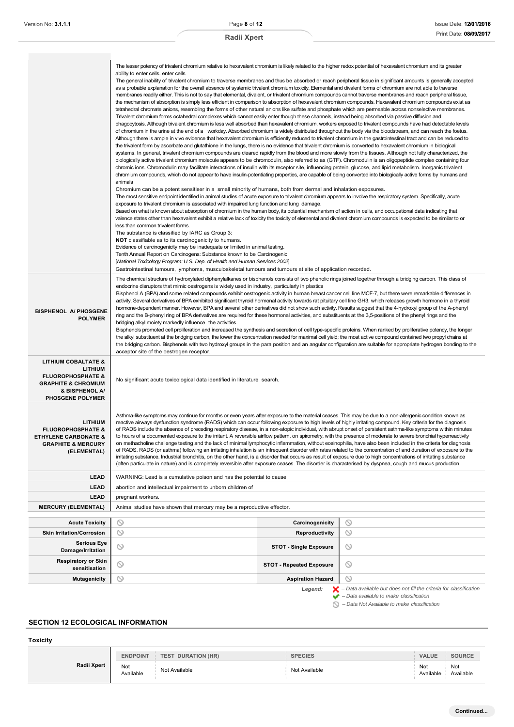| | |
|---|---|
| | The lesser potency of trivalent chromium relative to hexavalent chromium is likely related to the higher redox potential of hexavalent chromium and its greater ability to enter cells. enter cells<br>The general inability of trivalent chromium to traverse membranes and thus be absorbed or reach peripheral tissue in significant amounts is generally accepted as a probable explanation for the overall absence of systemic trivalent chromium toxicity. Elemental and divalent forms of chromium are not able to traverse membranes readily either. This is not to say that elemental, divalent, or trivalent chromium compounds cannot traverse membranes and reach peripheral tissue, the mechanism of absorption is simply less efficient in comparison to absorption of hexavalent chromium compounds. Hexavalent chromium compounds exist as tetrahedral chromate anions, resembling the forms of other natural anions like sulfate and phosphate which are permeable across nonselective membranes. Trivalent chromium forms octahedral complexes which cannot easily enter though these channels, instead being absorbed via passive diffusion and phagocytosis. Although trivalent chromium is less well absorbed than hexavalent chromium, workers exposed to trivalent compounds have had detectable levels of chromium in the urine at the end of a workday. Absorbed chromium is widely distributed throughout the body via the bloodstream, and can reach the foetus. Although there is ample in vivo evidence that hexavalent chromium is efficiently reduced to trivalent chromium in the gastrointestinal tract and can be reduced to the trivalent form by ascorbate and glutathione in the lungs, there is no evidence that trivalent chromium is converted to hexavalent chromium in biological systems. In general, trivalent chromium compounds are cleared rapidly from the blood and more slowly from the tissues. Although not fully characterized, the biologically active trivalent chromium molecule appears to be chromodulin, also referred to as (GTF). Chromodulin is an oligopeptide complex containing four chromic ions. Chromodulin may facilitate interactions of insulin with its receptor site, influencing protein, glucose, and lipid metabolism. Inorganic trivalent chromium compounds, which do not appear to have insulin-potentiating properties, are capable of being converted into biologically active forms by humans and animals<br>Chromium can be a potent sensitiser in a small minority of humans, both from dermal and inhalation exposures.<br>The most sensitive endpoint identified in animal studies of acute exposure to trivalent chromium appears to involve the respiratory system. Specifically, acute exposure to trivalent chromium is associated with impaired lung function and lung damage.<br>Based on what is known about absorption of chromium in the human body, its potential mechanism of action in cells, and occupational data indicating that valence states other than hexavalent exhibit a relative lack of toxicity the toxicity of elemental and divalent chromium compounds is expected to be similar to or less than common trivalent forms.<br>The substance is classified by IARC as Group 3:<br>**NOT** classifiable as to its carcinogenicity to humans.<br>Evidence of carcinogenicity may be inadequate or limited in animal testing.<br>Tenth Annual Report on Carcinogens: Substance known to be Carcinogenic<br>[*National Toxicology Program: U.S. Dep. of Health and Human Services 2002*]<br>Gastrointestinal tumours, lymphoma, musculoskeletal tumours and tumours at site of application recorded. |
| **BISPHENOL A/ PHOSGENE POLYMER** | The chemical structure of hydroxylated diphenylalkanes or bisphenols consists of two phenolic rings joined together through a bridging carbon. This class of endocrine disruptors that mimic oestrogens is widely used in industry, particularly in plastics<br>Bisphenol A (BPA) and some related compounds exhibit oestrogenic activity in human breast cancer cell line MCF-7, but there were remarkable differences in activity. Several derivatives of BPA exhibited significant thyroid hormonal activity towards rat pituitary cell line GH3, which releases growth hormone in a thyroid hormone-dependent manner. However, BPA and several other derivatives did not show such activity. Results suggest that the 4-hydroxyl group of the A-phenyl ring and the B-phenyl ring of BPA derivatives are required for these hormonal activities, and substituents at the 3,5-positions of the phenyl rings and the bridging alkyl moiety markedly influence the activities.<br>Bisphenols promoted cell proliferation and increased the synthesis and secretion of cell type-specific proteins. When ranked by proliferative potency, the longer the alkyl substituent at the bridging carbon, the lower the concentration needed for maximal cell yield; the most active compound contained two propyl chains at the bridging carbon. Bisphenols with two hydroxyl groups in the para position and an angular configuration are suitable for appropriate hydrogen bonding to the acceptor site of the oestrogen receptor. |
| **LITHIUM COBALTATE & LITHIUM FLUOROPHOSPHATE & GRAPHITE & CHROMIUM & BISPHENOL A/ PHOSGENE POLYMER** | No significant acute toxicological data identified in literature search. |
| **LITHIUM FLUOROPHOSPHATE & ETHYLENE CARBONATE & GRAPHITE & MERCURY (ELEMENTAL)** | Asthma-like symptoms may continue for months or even years after exposure to the material ceases. This may be due to a non-allergenic condition known as reactive airways dysfunction syndrome (RADS) which can occur following exposure to high levels of highly irritating compound. Key criteria for the diagnosis of RADS include the absence of preceding respiratory disease, in a non-atopic individual, with abrupt onset of persistent asthma-like symptoms within minutes to hours of a documented exposure to the irritant. A reversible airflow pattern, on spirometry, with the presence of moderate to severe bronchial hyperreactivity on methacholine challenge testing and the lack of minimal lymphocytic inflammation, without eosinophilia, have also been included in the criteria for diagnosis of RADS. RADS (or asthma) following an irritating inhalation is an infrequent disorder with rates related to the concentration of and duration of exposure to the irritating substance. Industrial bronchitis, on the other hand, is a disorder that occurs as result of exposure due to high concentrations of irritating substance (often particulate in nature) and is completely reversible after exposure ceases. The disorder is characterised by dyspnea, cough and mucus production. |
| **LEAD** | WARNING: Lead is a cumulative poison and has the potential to cause |
| **LEAD** | abortion and intellectual impairment to unborn children of |
| **LEAD** | pregnant workers. |
| **MERCURY (ELEMENTAL)** | Animal studies have shown that mercury may be a reproductive effector. |

| | | | |
|---|---|---|---|
| **Acute Toxicity** | ⃠ | **Carcinogenicity** | ⃠ |
| **Skin Irritation/Corrosion** | ⃠ | **Reproductivity** | ⃠ |
| **Serious Eye Damage/Irritation** | ⃠ | **STOT - Single Exposure** | ⃠ |
| **Respiratory or Skin sensitisation** | ⃠ | **STOT - Repeated Exposure** | ⃠ |
| **Mutagenicity** | ⃠ | **Aspiration Hazard** | ⃠ |

*Legend:* ✖ *– Data available but does not fill the criteria for classification*
✔ *– Data available to make classification*
⃠ *– Data Not Available to make classification*

## SECTION 12 ECOLOGICAL INFORMATION

### Toxicity

| | ENDPOINT | TEST DURATION (HR) | SPECIES | VALUE | SOURCE |
|---|---|---|---|---|---|
| **Radii Xpert** | Not Available | Not Available | Not Available | Not Available | Not Available |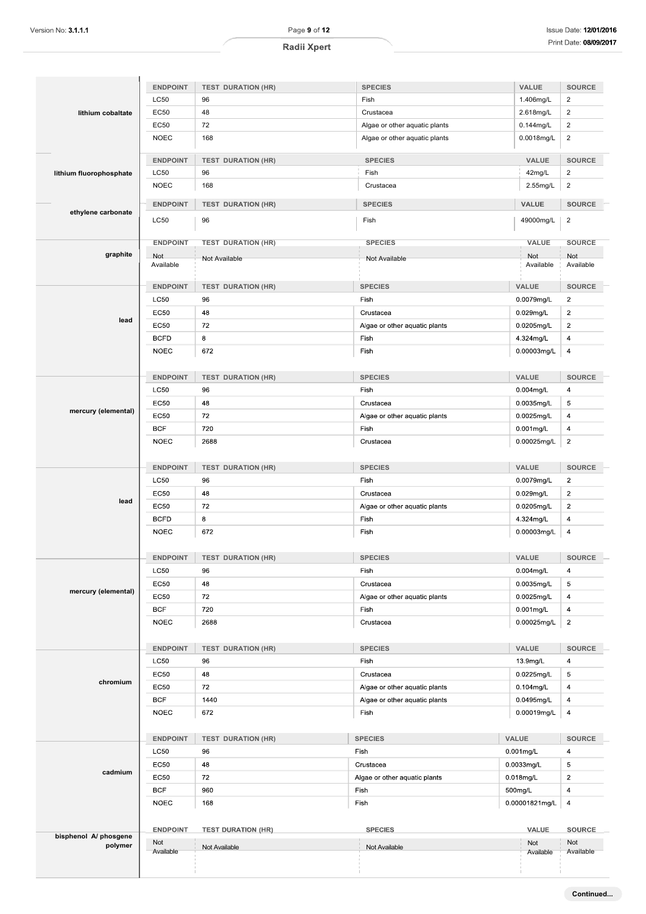**lithium cobaltate**

| ENDPOINT | TEST DURATION (HR) | SPECIES | VALUE | SOURCE |
|---|---|---|---|---|
| LC50 | 96 | Fish | 1.406mg/L | 2 |
| EC50 | 48 | Crustacea | 2.618mg/L | 2 |
| EC50 | 72 | Algae or other aquatic plants | 0.144mg/L | 2 |
| NOEC | 168 | Algae or other aquatic plants | 0.0018mg/L | 2 |

**lithium fluorophosphate**

| ENDPOINT | TEST DURATION (HR) | SPECIES | VALUE | SOURCE |
|---|---|---|---|---|
| LC50 | 96 | Fish | 42mg/L | 2 |
| NOEC | 168 | Crustacea | 2.55mg/L | 2 |

**ethylene carbonate**

| ENDPOINT | TEST DURATION (HR) | SPECIES | VALUE | SOURCE |
|---|---|---|---|---|
| LC50 | 96 | Fish | 49000mg/L | 2 |

**graphite**

| ENDPOINT | TEST DURATION (HR) | SPECIES | VALUE | SOURCE |
|---|---|---|---|---|
| Not Available | Not Available | Not Available | Not Available | Not Available |

**lead**

| ENDPOINT | TEST DURATION (HR) | SPECIES | VALUE | SOURCE |
|---|---|---|---|---|
| LC50 | 96 | Fish | 0.0079mg/L | 2 |
| EC50 | 48 | Crustacea | 0.029mg/L | 2 |
| EC50 | 72 | Algae or other aquatic plants | 0.0205mg/L | 2 |
| BCFD | 8 | Fish | 4.324mg/L | 4 |
| NOEC | 672 | Fish | 0.00003mg/L | 4 |

**mercury (elemental)**

| ENDPOINT | TEST DURATION (HR) | SPECIES | VALUE | SOURCE |
|---|---|---|---|---|
| LC50 | 96 | Fish | 0.004mg/L | 4 |
| EC50 | 48 | Crustacea | 0.0035mg/L | 5 |
| EC50 | 72 | Algae or other aquatic plants | 0.0025mg/L | 4 |
| BCF | 720 | Fish | 0.001mg/L | 4 |
| NOEC | 2688 | Crustacea | 0.00025mg/L | 2 |

**lead**

| ENDPOINT | TEST DURATION (HR) | SPECIES | VALUE | SOURCE |
|---|---|---|---|---|
| LC50 | 96 | Fish | 0.0079mg/L | 2 |
| EC50 | 48 | Crustacea | 0.029mg/L | 2 |
| EC50 | 72 | Algae or other aquatic plants | 0.0205mg/L | 2 |
| BCFD | 8 | Fish | 4.324mg/L | 4 |
| NOEC | 672 | Fish | 0.00003mg/L | 4 |

**mercury (elemental)**

| ENDPOINT | TEST DURATION (HR) | SPECIES | VALUE | SOURCE |
|---|---|---|---|---|
| LC50 | 96 | Fish | 0.004mg/L | 4 |
| EC50 | 48 | Crustacea | 0.0035mg/L | 5 |
| EC50 | 72 | Algae or other aquatic plants | 0.0025mg/L | 4 |
| BCF | 720 | Fish | 0.001mg/L | 4 |
| NOEC | 2688 | Crustacea | 0.00025mg/L | 2 |

**chromium**

| ENDPOINT | TEST DURATION (HR) | SPECIES | VALUE | SOURCE |
|---|---|---|---|---|
| LC50 | 96 | Fish | 13.9mg/L | 4 |
| EC50 | 48 | Crustacea | 0.0225mg/L | 5 |
| EC50 | 72 | Algae or other aquatic plants | 0.104mg/L | 4 |
| BCF | 1440 | Algae or other aquatic plants | 0.0495mg/L | 4 |
| NOEC | 672 | Fish | 0.00019mg/L | 4 |

**cadmium**

| ENDPOINT | TEST DURATION (HR) | SPECIES | VALUE | SOURCE |
|---|---|---|---|---|
| LC50 | 96 | Fish | 0.001mg/L | 4 |
| EC50 | 48 | Crustacea | 0.0033mg/L | 5 |
| EC50 | 72 | Algae or other aquatic plants | 0.018mg/L | 2 |
| BCF | 960 | Fish | 500mg/L | 4 |
| NOEC | 168 | Fish | 0.00001821mg/L | 4 |

**bisphenol A/ phosgene polymer**

| ENDPOINT | TEST DURATION (HR) | SPECIES | VALUE | SOURCE |
|---|---|---|---|---|
| Not Available | Not Available | Not Available | Not Available | Not Available |

Continued...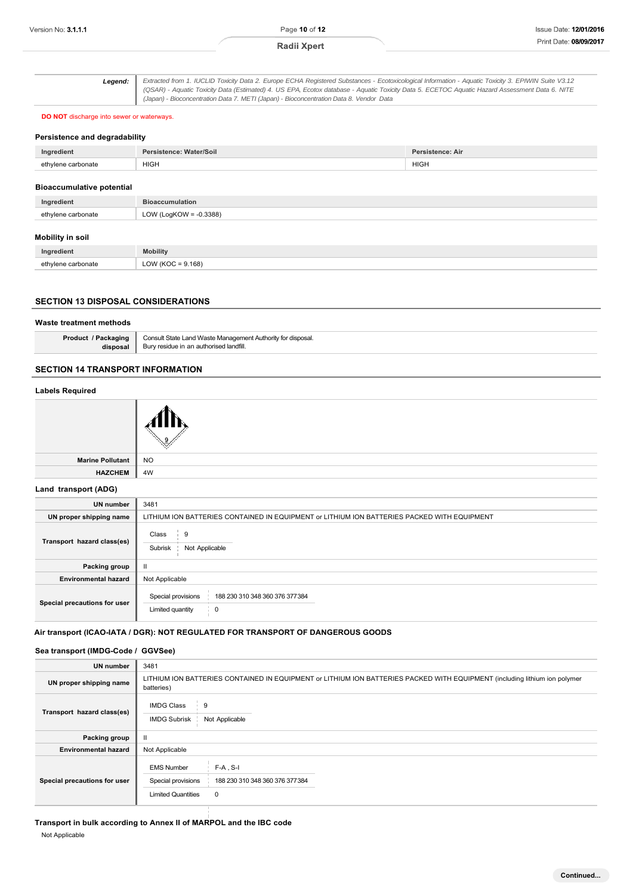| | |
|---|---|
| **Legend:** | *Extracted from 1. IUCLID Toxicity Data 2. Europe ECHA Registered Substances - Ecotoxicological Information - Aquatic Toxicity 3. EPIWIN Suite V3.12 (QSAR) - Aquatic Toxicity Data (Estimated) 4. US EPA, Ecotox database - Aquatic Toxicity Data 5. ECETOC Aquatic Hazard Assessment Data 6. NITE (Japan) - Bioconcentration Data 7. METI (Japan) - Bioconcentration Data 8. Vendor Data* |

**DO NOT** discharge into sewer or waterways.

### Persistence and degradability

| Ingredient | Persistence: Water/Soil | Persistence: Air |
|---|---|---|
| ethylene carbonate | HIGH | HIGH |

### Bioaccumulative potential

| Ingredient | Bioaccumulation |
|---|---|
| ethylene carbonate | LOW (LogKOW = -0.3388) |

### Mobility in soil

| Ingredient | Mobility |
|---|---|
| ethylene carbonate | LOW (KOC = 9.168) |

## SECTION 13 DISPOSAL CONSIDERATIONS

### Waste treatment methods

| | |
|---|---|
| **Product / Packaging disposal** | Consult State Land Waste Management Authority for disposal.<br>Bury residue in an authorised landfill. |

## SECTION 14 TRANSPORT INFORMATION

### Labels Required

| | |
|---|---|
| | 9 |
| **Marine Pollutant** | NO |
| **HAZCHEM** | 4W |

### Land transport (ADG)

| | |
|---|---|
| **UN number** | 3481 |
| **UN proper shipping name** | LITHIUM ION BATTERIES CONTAINED IN EQUIPMENT or LITHIUM ION BATTERIES PACKED WITH EQUIPMENT |
| **Transport hazard class(es)** | Class: 9<br>Subrisk: Not Applicable |
| **Packing group** | II |
| **Environmental hazard** | Not Applicable |
| **Special precautions for user** | Special provisions: 188 230 310 348 360 376 377 384<br>Limited quantity: 0 |

### Air transport (ICAO-IATA / DGR): NOT REGULATED FOR TRANSPORT OF DANGEROUS GOODS

### Sea transport (IMDG-Code / GGVSee)

| | |
|---|---|
| **UN number** | 3481 |
| **UN proper shipping name** | LITHIUM ION BATTERIES CONTAINED IN EQUIPMENT or LITHIUM ION BATTERIES PACKED WITH EQUIPMENT (including lithium ion polymer batteries) |
| **Transport hazard class(es)** | IMDG Class: 9<br>IMDG Subrisk: Not Applicable |
| **Packing group** | II |
| **Environmental hazard** | Not Applicable |
| **Special precautions for user** | EMS Number: F-A , S-I<br>Special provisions: 188 230 310 348 360 376 377 384<br>Limited Quantities: 0 |

### Transport in bulk according to Annex II of MARPOL and the IBC code

Not Applicable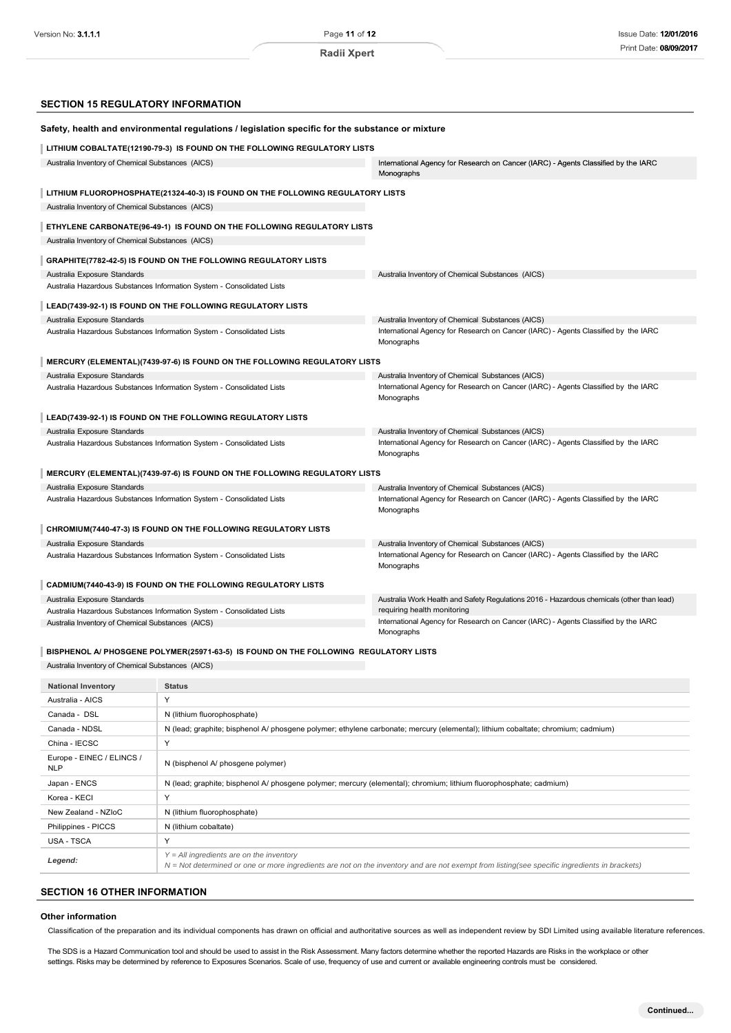## SECTION 15 REGULATORY INFORMATION

### Safety, health and environmental regulations / legislation specific for the substance or mixture

**LITHIUM COBALTATE(12190-79-3) IS FOUND ON THE FOLLOWING REGULATORY LISTS**

| | |
|---|---|
| Australia Inventory of Chemical Substances (AICS) | International Agency for Research on Cancer (IARC) - Agents Classified by the IARC Monographs |

**LITHIUM FLUOROPHOSPHATE(21324-40-3) IS FOUND ON THE FOLLOWING REGULATORY LISTS**

Australia Inventory of Chemical Substances (AICS)

**ETHYLENE CARBONATE(96-49-1) IS FOUND ON THE FOLLOWING REGULATORY LISTS**

Australia Inventory of Chemical Substances (AICS)

**GRAPHITE(7782-42-5) IS FOUND ON THE FOLLOWING REGULATORY LISTS**

| | |
|---|---|
| Australia Exposure Standards | Australia Inventory of Chemical Substances (AICS) |
| Australia Hazardous Substances Information System - Consolidated Lists | |

**LEAD(7439-92-1) IS FOUND ON THE FOLLOWING REGULATORY LISTS**

| | |
|---|---|
| Australia Exposure Standards | Australia Inventory of Chemical Substances (AICS) |
| Australia Hazardous Substances Information System - Consolidated Lists | International Agency for Research on Cancer (IARC) - Agents Classified by the IARC Monographs |

**MERCURY (ELEMENTAL)(7439-97-6) IS FOUND ON THE FOLLOWING REGULATORY LISTS**

| | |
|---|---|
| Australia Exposure Standards | Australia Inventory of Chemical Substances (AICS) |
| Australia Hazardous Substances Information System - Consolidated Lists | International Agency for Research on Cancer (IARC) - Agents Classified by the IARC Monographs |

**LEAD(7439-92-1) IS FOUND ON THE FOLLOWING REGULATORY LISTS**

| | |
|---|---|
| Australia Exposure Standards | Australia Inventory of Chemical Substances (AICS) |
| Australia Hazardous Substances Information System - Consolidated Lists | International Agency for Research on Cancer (IARC) - Agents Classified by the IARC Monographs |

**MERCURY (ELEMENTAL)(7439-97-6) IS FOUND ON THE FOLLOWING REGULATORY LISTS**

| | |
|---|---|
| Australia Exposure Standards | Australia Inventory of Chemical Substances (AICS) |
| Australia Hazardous Substances Information System - Consolidated Lists | International Agency for Research on Cancer (IARC) - Agents Classified by the IARC Monographs |

**CHROMIUM(7440-47-3) IS FOUND ON THE FOLLOWING REGULATORY LISTS**

| | |
|---|---|
| Australia Exposure Standards | Australia Inventory of Chemical Substances (AICS) |
| Australia Hazardous Substances Information System - Consolidated Lists | International Agency for Research on Cancer (IARC) - Agents Classified by the IARC Monographs |

**CADMIUM(7440-43-9) IS FOUND ON THE FOLLOWING REGULATORY LISTS**

| | |
|---|---|
| Australia Exposure Standards | Australia Work Health and Safety Regulations 2016 - Hazardous chemicals (other than lead) requiring health monitoring |
| Australia Hazardous Substances Information System - Consolidated Lists | International Agency for Research on Cancer (IARC) - Agents Classified by the IARC Monographs |
| Australia Inventory of Chemical Substances (AICS) | |

**BISPHENOL A/ PHOSGENE POLYMER(25971-63-5) IS FOUND ON THE FOLLOWING REGULATORY LISTS**

Australia Inventory of Chemical Substances (AICS)

| National Inventory | Status |
|---|---|
| Australia - AICS | Y |
| Canada - DSL | N (lithium fluorophosphate) |
| Canada - NDSL | N (lead; graphite; bisphenol A/ phosgene polymer; ethylene carbonate; mercury (elemental); lithium cobaltate; chromium; cadmium) |
| China - IECSC | Y |
| Europe - EINEC / ELINCS / NLP | N (bisphenol A/ phosgene polymer) |
| Japan - ENCS | N (lead; graphite; bisphenol A/ phosgene polymer; mercury (elemental); chromium; lithium fluorophosphate; cadmium) |
| Korea - KECI | Y |
| New Zealand - NZIoC | N (lithium fluorophosphate) |
| Philippines - PICCS | N (lithium cobaltate) |
| USA - TSCA | Y |
| **Legend:** | *Y = All ingredients are on the inventory*<br>*N = Not determined or one or more ingredients are not on the inventory and are not exempt from listing(see specific ingredients in brackets)* |

## SECTION 16 OTHER INFORMATION

### Other information

Classification of the preparation and its individual components has drawn on official and authoritative sources as well as independent review by SDI Limited using available literature references.

The SDS is a Hazard Communication tool and should be used to assist in the Risk Assessment. Many factors determine whether the reported Hazards are Risks in the workplace or other settings. Risks may be determined by reference to Exposures Scenarios. Scale of use, frequency of use and current or available engineering controls must be considered.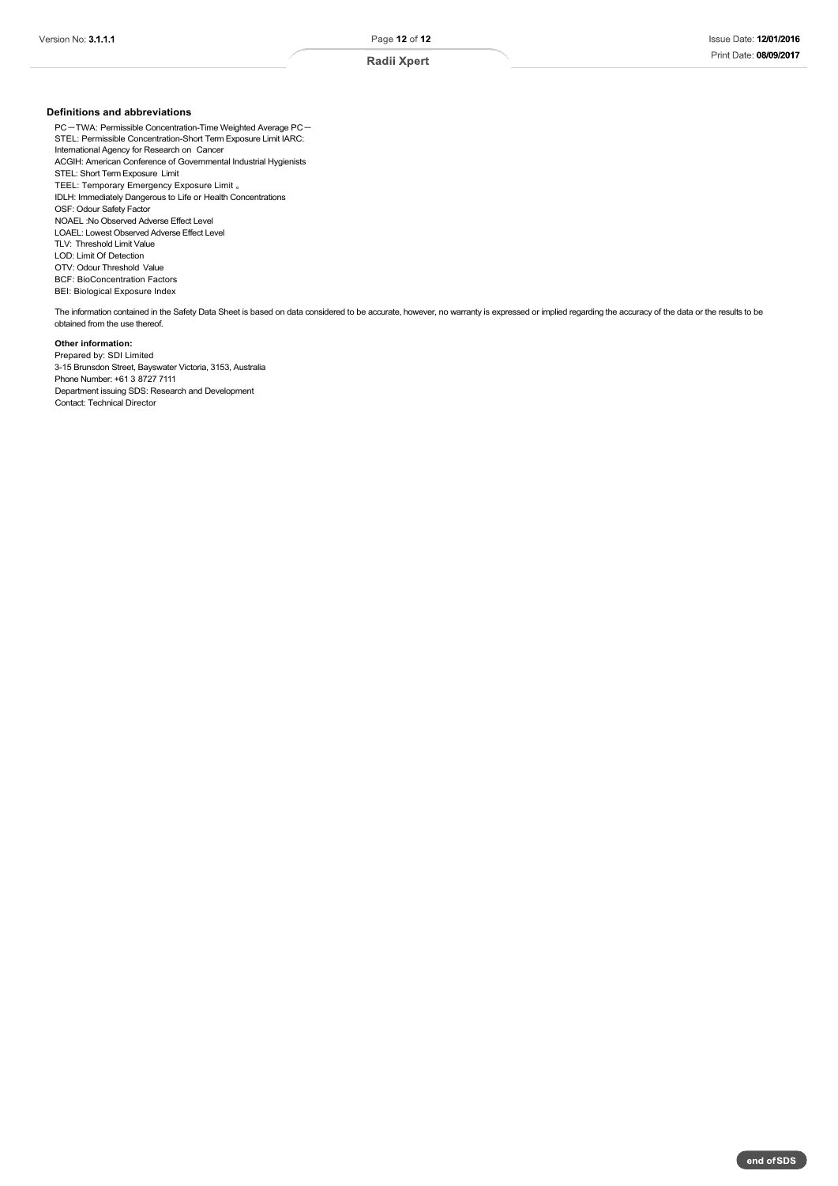## Definitions and abbreviations

PC—TWA: Permissible Concentration-Time Weighted Average PC—
STEL: Permissible Concentration-Short Term Exposure Limit IARC:
International Agency for Research on Cancer
ACGIH: American Conference of Governmental Industrial Hygienists
STEL: Short Term Exposure Limit
TEEL: Temporary Emergency Exposure Limit。
IDLH: Immediately Dangerous to Life or Health Concentrations
OSF: Odour Safety Factor
NOAEL :No Observed Adverse Effect Level
LOAEL: Lowest Observed Adverse Effect Level
TLV: Threshold Limit Value
LOD: Limit Of Detection
OTV: Odour Threshold Value
BCF: BioConcentration Factors
BEI: Biological Exposure Index

The information contained in the Safety Data Sheet is based on data considered to be accurate, however, no warranty is expressed or implied regarding the accuracy of the data or the results to be obtained from the use thereof.

**Other information:**

Prepared by: SDI Limited
3-15 Brunsdon Street, Bayswater Victoria, 3153, Australia
Phone Number: +61 3 8727 7111
Department issuing SDS: Research and Development
Contact: Technical Director

**end of SDS**